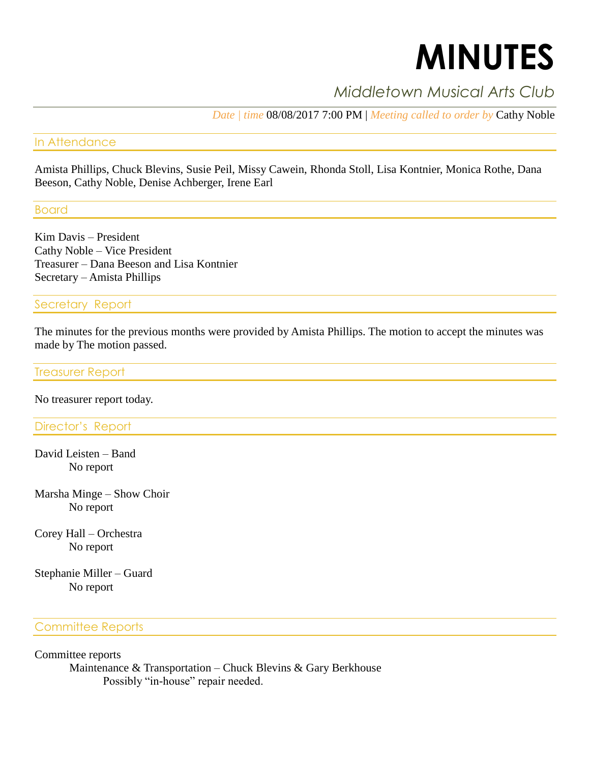# MINUTES

## *Middletown Musical Arts Club*

*Date | time* 08/08/2017 7:00 PM | *Meeting called to order by* Cathy Noble

## In Attendance

Amista Phillips, Chuck Blevins, Susie Peil, Missy Cawein, Rhonda Stoll, Lisa Kontnier, Monica Rothe, Dana Beeson, Cathy Noble, Denise Achberger, Irene Earl

## Board

Kim Davis – President
Cathy Noble – Vice President
Treasurer – Dana Beeson and Lisa Kontnier
Secretary – Amista Phillips

## Secretary Report

The minutes for the previous months were provided by Amista Phillips. The motion to accept the minutes was made by The motion passed.

## Treasurer Report

No treasurer report today.

## Director's Report

David Leisten – Band
  No report

Marsha Minge – Show Choir
  No report

Corey Hall – Orchestra
  No report

Stephanie Miller – Guard
  No report

## Committee Reports

Committee reports
- Maintenance & Transportation – Chuck Blevins & Gary Berkhouse
  - Possibly "in-house" repair needed.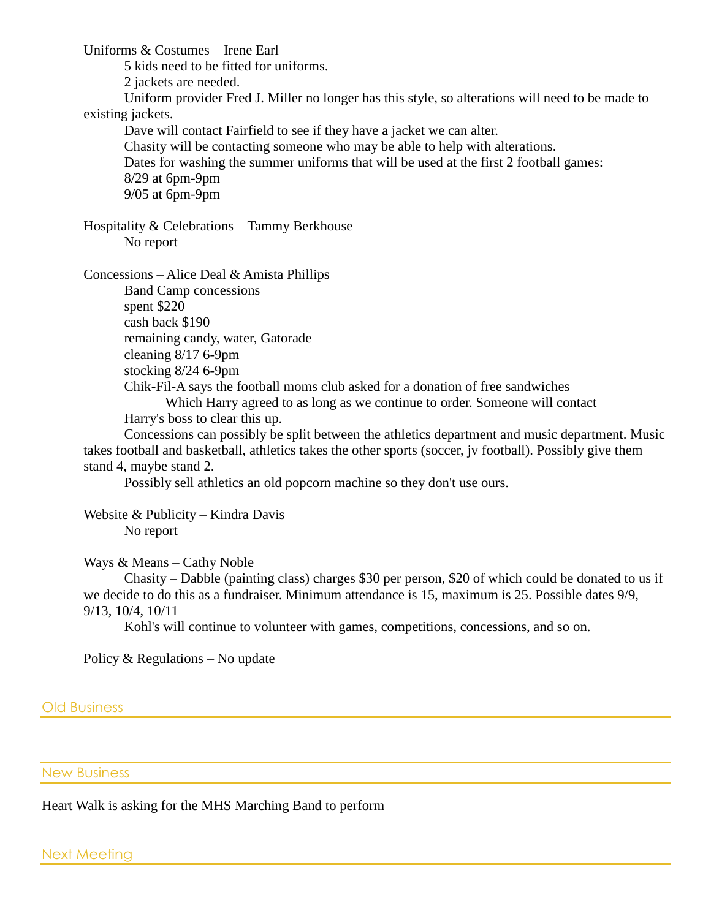Uniforms & Costumes – Irene Earl

5 kids need to be fitted for uniforms.

2 jackets are needed.

Uniform provider Fred J. Miller no longer has this style, so alterations will need to be made to existing jackets.

Dave will contact Fairfield to see if they have a jacket we can alter.

Chasity will be contacting someone who may be able to help with alterations.

Dates for washing the summer uniforms that will be used at the first 2 football games:

8/29 at 6pm-9pm

9/05 at 6pm-9pm

Hospitality & Celebrations – Tammy Berkhouse

No report

Concessions – Alice Deal & Amista Phillips

Band Camp concessions

spent $220

cash back $190

remaining candy, water, Gatorade

cleaning 8/17 6-9pm

stocking 8/24 6-9pm

Chik-Fil-A says the football moms club asked for a donation of free sandwiches

Which Harry agreed to as long as we continue to order. Someone will contact Harry's boss to clear this up.

Concessions can possibly be split between the athletics department and music department. Music takes football and basketball, athletics takes the other sports (soccer, jv football). Possibly give them stand 4, maybe stand 2.

Possibly sell athletics an old popcorn machine so they don't use ours.

Website & Publicity – Kindra Davis

No report

Ways & Means – Cathy Noble

Chasity – Dabble (painting class) charges $30 per person, $20 of which could be donated to us if we decide to do this as a fundraiser. Minimum attendance is 15, maximum is 25. Possible dates 9/9, 9/13, 10/4, 10/11

Kohl's will continue to volunteer with games, competitions, concessions, and so on.

Policy & Regulations – No update

## Old Business

## New Business

Heart Walk is asking for the MHS Marching Band to perform

## Next Meeting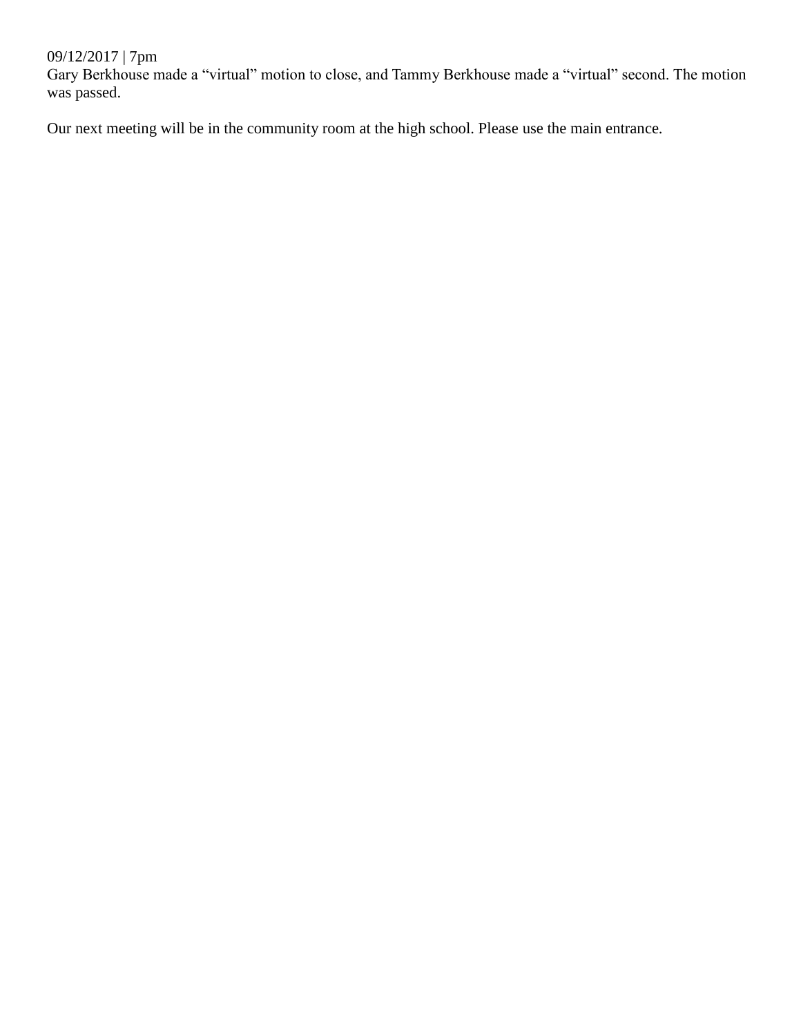09/12/2017 | 7pm

Gary Berkhouse made a “virtual” motion to close, and Tammy Berkhouse made a “virtual” second. The motion was passed.

Our next meeting will be in the community room at the high school. Please use the main entrance.